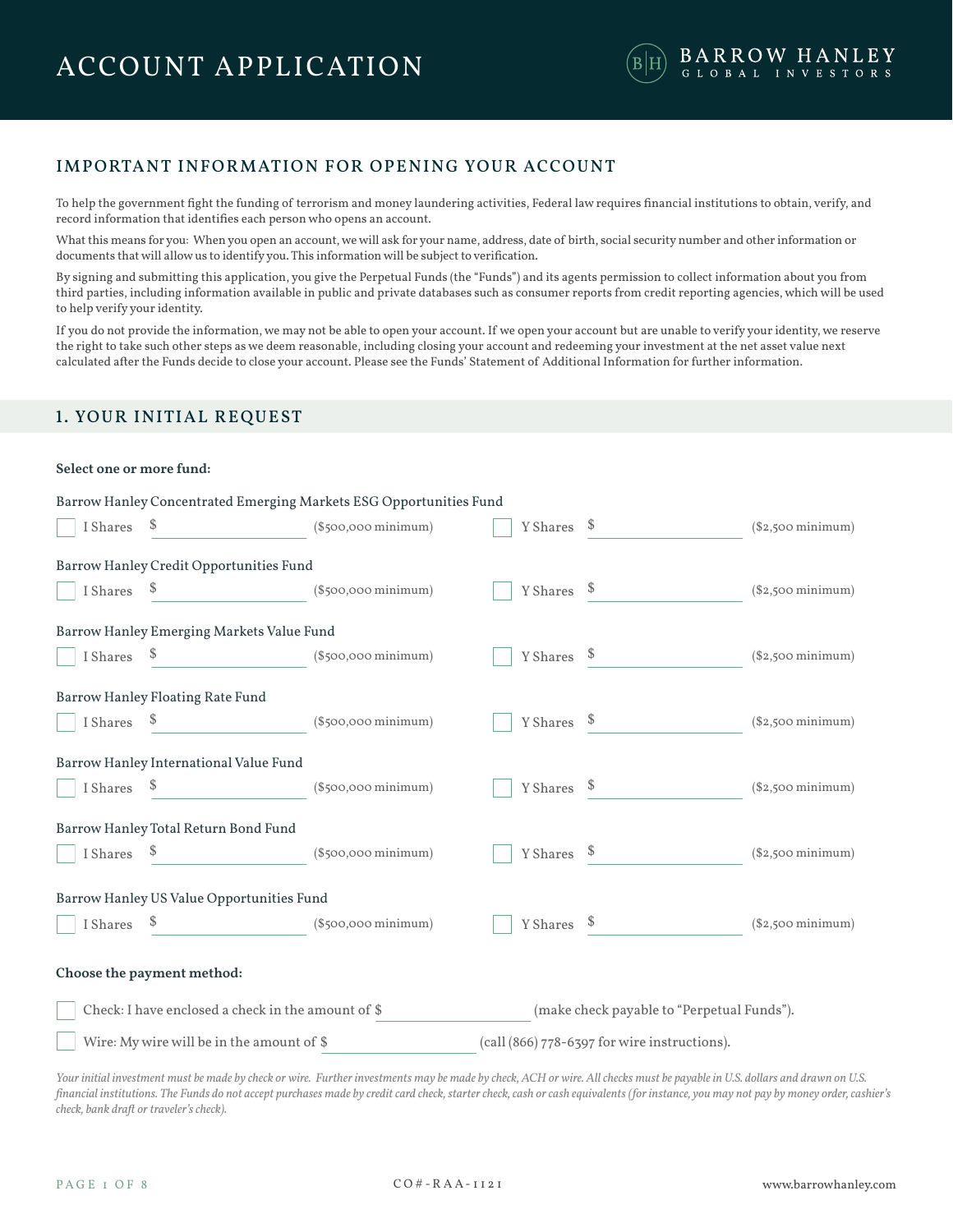# ACCOUNT APPLICATION

BARROW HANLEY
GLOBAL INVESTORS

## IMPORTANT INFORMATION FOR OPENING YOUR ACCOUNT

To help the government fight the funding of terrorism and money laundering activities, Federal law requires financial institutions to obtain, verify, and record information that identifies each person who opens an account.

What this means for you: When you open an account, we will ask for your name, address, date of birth, social security number and other information or documents that will allow us to identify you. This information will be subject to verification.

By signing and submitting this application, you give the Perpetual Funds (the "Funds") and its agents permission to collect information about you from third parties, including information available in public and private databases such as consumer reports from credit reporting agencies, which will be used to help verify your identity.

If you do not provide the information, we may not be able to open your account. If we open your account but are unable to verify your identity, we reserve the right to take such other steps as we deem reasonable, including closing your account and redeeming your investment at the net asset value next calculated after the Funds decide to close your account. Please see the Funds' Statement of Additional Information for further information.

## 1. YOUR INITIAL REQUEST

**Select one or more fund:**

Barrow Hanley Concentrated Emerging Markets ESG Opportunities Fund

☐ I Shares $ ____________ ($500,000 minimum) ☐ Y Shares $ ____________ ($2,500 minimum)

Barrow Hanley Credit Opportunities Fund

☐ I Shares $ ____________ ($500,000 minimum) ☐ Y Shares $ ____________ ($2,500 minimum)

Barrow Hanley Emerging Markets Value Fund

☐ I Shares $ ____________ ($500,000 minimum) ☐ Y Shares $ ____________ ($2,500 minimum)

Barrow Hanley Floating Rate Fund

☐ I Shares $ ____________ ($500,000 minimum) ☐ Y Shares $ ____________ ($2,500 minimum)

Barrow Hanley International Value Fund

☐ I Shares $ ____________ ($500,000 minimum) ☐ Y Shares $ ____________ ($2,500 minimum)

Barrow Hanley Total Return Bond Fund

☐ I Shares $ ____________ ($500,000 minimum) ☐ Y Shares $ ____________ ($2,500 minimum)

Barrow Hanley US Value Opportunities Fund

☐ I Shares $ ____________ ($500,000 minimum) ☐ Y Shares $ ____________ ($2,500 minimum)

**Choose the payment method:**

☐ Check: I have enclosed a check in the amount of $ ____________ (make check payable to "Perpetual Funds").

☐ Wire: My wire will be in the amount of $ ____________ (call (866) 778-6397 for wire instructions).

*Your initial investment must be made by check or wire. Further investments may be made by check, ACH or wire. All checks must be payable in U.S. dollars and drawn on U.S. financial institutions. The Funds do not accept purchases made by credit card check, starter check, cash or cash equivalents (for instance, you may not pay by money order, cashier's check, bank draft or traveler's check).*

CO#-RAA-1121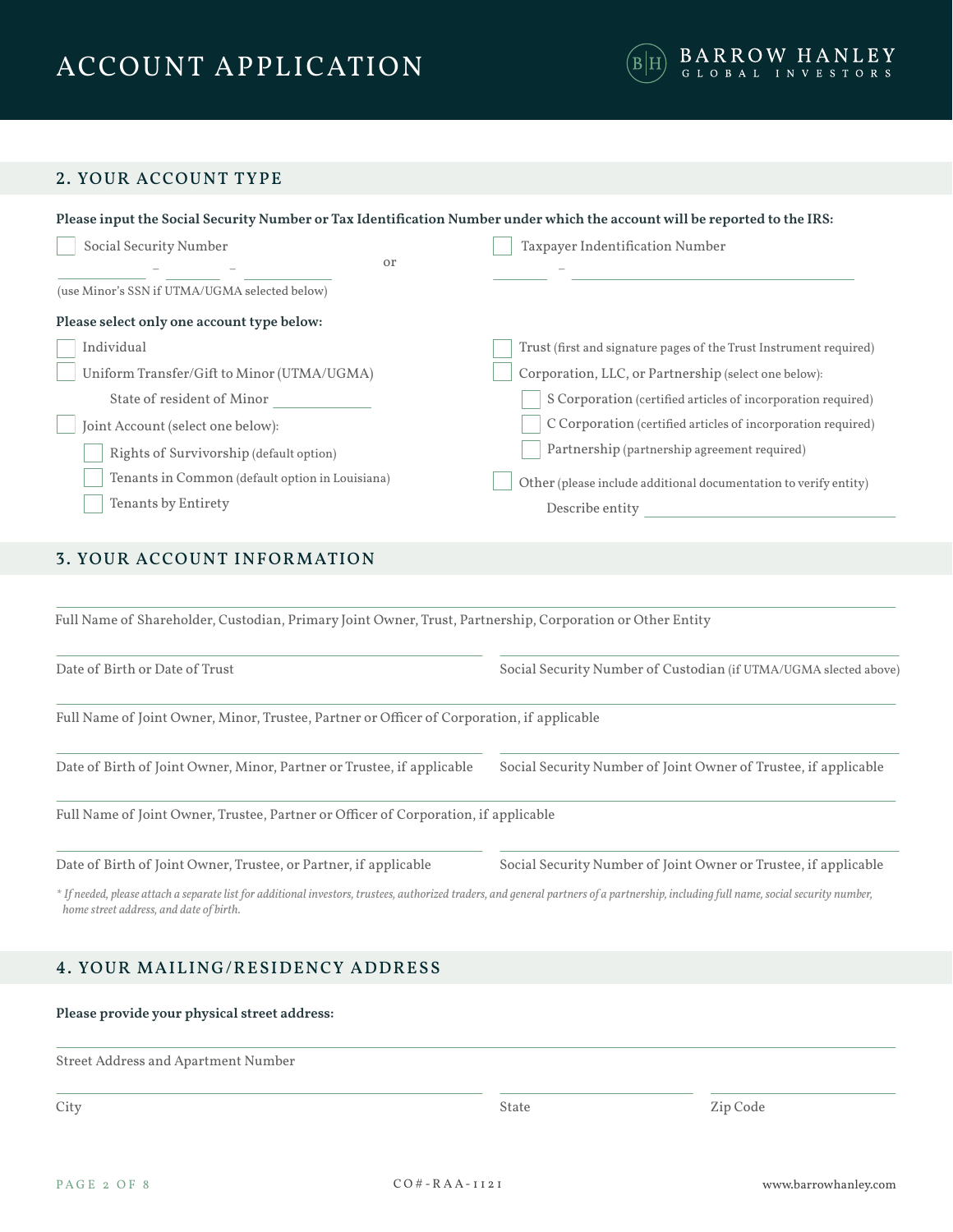# ACCOUNT APPLICATION

BARROW HANLEY GLOBAL INVESTORS

## 2. YOUR ACCOUNT TYPE

**Please input the Social Security Number or Tax Identification Number under which the account will be reported to the IRS:**

☐ Social Security Number

\_\_\_\_\_\_\_\_ – \_\_\_\_\_\_ – \_\_\_\_\_\_\_\_

(use Minor's SSN if UTMA/UGMA selected below)

or

☐ Taxpayer Indentification Number

\_\_\_\_\_\_ – \_\_\_\_\_\_\_\_\_\_\_\_\_\_\_\_\_\_\_\_\_\_\_\_

**Please select only one account type below:**

☐ Individual

☐ Uniform Transfer/Gift to Minor (UTMA/UGMA)

State of resident of Minor \_\_\_\_\_\_\_\_\_\_

☐ Joint Account (select one below):

- ☐ Rights of Survivorship (default option)
- ☐ Tenants in Common (default option in Louisiana)
- ☐ Tenants by Entirety

☐ Trust (first and signature pages of the Trust Instrument required)

☐ Corporation, LLC, or Partnership (select one below):

- ☐ S Corporation (certified articles of incorporation required)
- ☐ C Corporation (certified articles of incorporation required)
- ☐ Partnership (partnership agreement required)

☐ Other (please include additional documentation to verify entity)

Describe entity \_\_\_\_\_\_\_\_\_\_\_\_\_\_\_\_\_\_\_\_

## 3. YOUR ACCOUNT INFORMATION

\_\_\_\_\_\_\_\_\_\_\_\_\_\_\_\_\_\_\_\_\_\_\_\_\_\_\_\_\_\_\_\_\_\_\_\_\_\_\_\_
Full Name of Shareholder, Custodian, Primary Joint Owner, Trust, Partnership, Corporation or Other Entity

\_\_\_\_\_\_\_\_\_\_\_\_\_\_\_\_\_\_\_\_
Date of Birth or Date of Trust

\_\_\_\_\_\_\_\_\_\_\_\_\_\_\_\_\_\_\_\_
Social Security Number of Custodian (if UTMA/UGMA slected above)

\_\_\_\_\_\_\_\_\_\_\_\_\_\_\_\_\_\_\_\_\_\_\_\_\_\_\_\_\_\_\_\_\_\_\_\_\_\_\_\_
Full Name of Joint Owner, Minor, Trustee, Partner or Officer of Corporation, if applicable

\_\_\_\_\_\_\_\_\_\_\_\_\_\_\_\_\_\_\_\_
Date of Birth of Joint Owner, Minor, Partner or Trustee, if applicable

\_\_\_\_\_\_\_\_\_\_\_\_\_\_\_\_\_\_\_\_
Social Security Number of Joint Owner of Trustee, if applicable

\_\_\_\_\_\_\_\_\_\_\_\_\_\_\_\_\_\_\_\_\_\_\_\_\_\_\_\_\_\_\_\_\_\_\_\_\_\_\_\_
Full Name of Joint Owner, Trustee, Partner or Officer of Corporation, if applicable

\_\_\_\_\_\_\_\_\_\_\_\_\_\_\_\_\_\_\_\_
Date of Birth of Joint Owner, Trustee, or Partner, if applicable

\_\_\_\_\_\_\_\_\_\_\_\_\_\_\_\_\_\_\_\_
Social Security Number of Joint Owner or Trustee, if applicable

*\* If needed, please attach a separate list for additional investors, trustees, authorized traders, and general partners of a partnership, including full name, social security number, home street address, and date of birth.*

## 4. YOUR MAILING/RESIDENCY ADDRESS

**Please provide your physical street address:**

\_\_\_\_\_\_\_\_\_\_\_\_\_\_\_\_\_\_\_\_\_\_\_\_\_\_\_\_\_\_\_\_\_\_\_\_\_\_\_\_
Street Address and Apartment Number

\_\_\_\_\_\_\_\_\_\_\_\_\_\_\_\_\_\_\_\_
City

\_\_\_\_\_\_\_\_\_\_
State

\_\_\_\_\_\_\_\_\_\_
Zip Code

CO#-RAA-1121

www.barrowhanley.com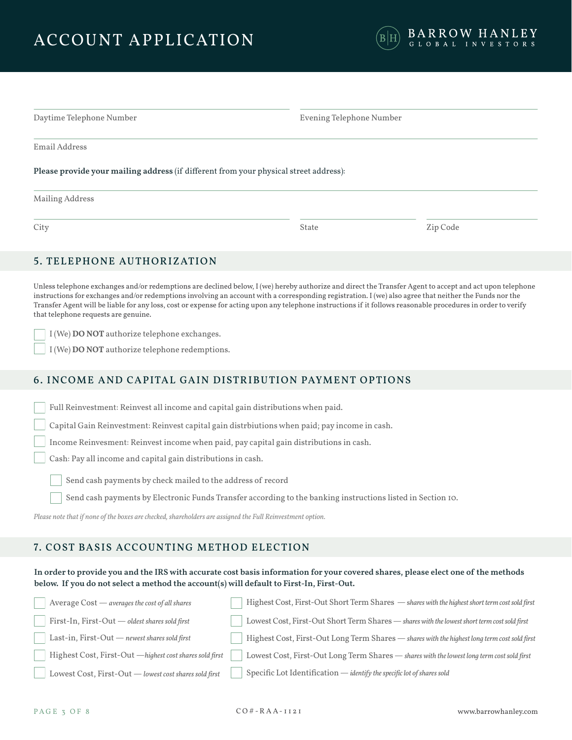# ACCOUNT APPLICATION

Daytime Telephone Number

Evening Telephone Number

Email Address

**Please provide your mailing address** (if different from your physical street address):

Mailing Address

City

State

Zip Code

## 5. TELEPHONE AUTHORIZATION

Unless telephone exchanges and/or redemptions are declined below, I (we) hereby authorize and direct the Transfer Agent to accept and act upon telephone instructions for exchanges and/or redemptions involving an account with a corresponding registration. I (we) also agree that neither the Funds nor the Transfer Agent will be liable for any loss, cost or expense for acting upon any telephone instructions if it follows reasonable procedures in order to verify that telephone requests are genuine.

- ☐ I (We) **DO NOT** authorize telephone exchanges.
- ☐ I (We) **DO NOT** authorize telephone redemptions.

## 6. INCOME AND CAPITAL GAIN DISTRIBUTION PAYMENT OPTIONS

- ☐ Full Reinvestment: Reinvest all income and capital gain distributions when paid.
- ☐ Capital Gain Reinvestment: Reinvest capital gain distrbiutions when paid; pay income in cash.
- ☐ Income Reinvesment: Reinvest income when paid, pay capital gain distributions in cash.
- ☐ Cash: Pay all income and capital gain distributions in cash.
  - ☐ Send cash payments by check mailed to the address of record
  - ☐ Send cash payments by Electronic Funds Transfer according to the banking instructions listed in Section 10.

*Please note that if none of the boxes are checked, shareholders are assigned the Full Reinvestment option.*

## 7. COST BASIS ACCOUNTING METHOD ELECTION

**In order to provide you and the IRS with accurate cost basis information for your covered shares, please elect one of the methods below. If you do not select a method the account(s) will default to First-In, First-Out.**

- ☐ Average Cost — *averages the cost of all shares*
- ☐ First-In, First-Out — *oldest shares sold first*
- ☐ Last-in, First-Out — *newest shares sold first*
- ☐ Highest Cost, First-Out — *highest cost shares sold first*
- ☐ Lowest Cost, First-Out — *lowest cost shares sold first*
- ☐ Highest Cost, First-Out Short Term Shares — *shares with the highest short term cost sold first*
- ☐ Lowest Cost, First-Out Short Term Shares — *shares with the lowest short term cost sold first*
- ☐ Highest Cost, First-Out Long Term Shares — *shares with the highest long term cost sold first*
- ☐ Lowest Cost, First-Out Long Term Shares — *shares with the lowest long term cost sold first*
- ☐ Specific Lot Identification — *identify the specific lot of shares sold*

CO#-RAA-1121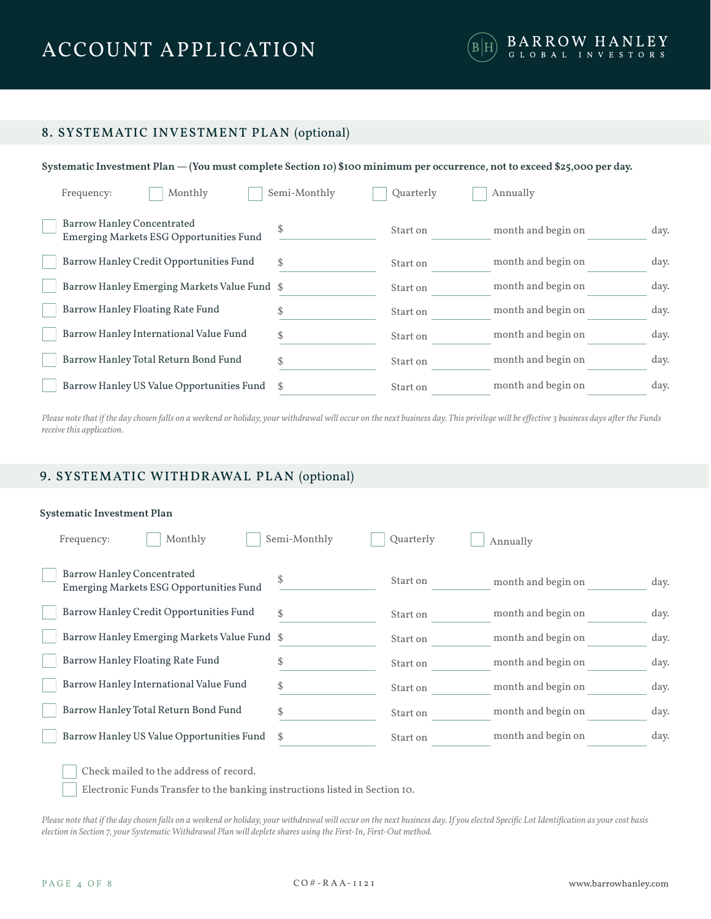# ACCOUNT APPLICATION

## 8. SYSTEMATIC INVESTMENT PLAN (optional)

**Systematic Investment Plan — (You must complete Section 10) $100 minimum per occurrence, not to exceed $25,000 per day.**

Frequency: ☐ Monthly ☐ Semi-Monthly ☐ Quarterly ☐ Annually

| Fund | Amount | Start on | Begin on |
|---|---|---|---|
| ☐ Barrow Hanley Concentrated Emerging Markets ESG Opportunities Fund | $ ________ | Start on ________ month | and begin on ________ day. |
| ☐ Barrow Hanley Credit Opportunities Fund | $ ________ | Start on ________ month | and begin on ________ day. |
| ☐ Barrow Hanley Emerging Markets Value Fund | $ ________ | Start on ________ month | and begin on ________ day. |
| ☐ Barrow Hanley Floating Rate Fund | $ ________ | Start on ________ month | and begin on ________ day. |
| ☐ Barrow Hanley International Value Fund | $ ________ | Start on ________ month | and begin on ________ day. |
| ☐ Barrow Hanley Total Return Bond Fund | $ ________ | Start on ________ month | and begin on ________ day. |
| ☐ Barrow Hanley US Value Opportunities Fund | $ ________ | Start on ________ month | and begin on ________ day. |

*Please note that if the day chosen falls on a weekend or holiday, your withdrawal will occur on the next business day. This privilege will be effective 3 business days after the Funds receive this application.*

## 9. SYSTEMATIC WITHDRAWAL PLAN (optional)

**Systematic Investment Plan**

Frequency: ☐ Monthly ☐ Semi-Monthly ☐ Quarterly ☐ Annually

| Fund | Amount | Start on | Begin on |
|---|---|---|---|
| ☐ Barrow Hanley Concentrated Emerging Markets ESG Opportunities Fund | $ ________ | Start on ________ month | and begin on ________ day. |
| ☐ Barrow Hanley Credit Opportunities Fund | $ ________ | Start on ________ month | and begin on ________ day. |
| ☐ Barrow Hanley Emerging Markets Value Fund | $ ________ | Start on ________ month | and begin on ________ day. |
| ☐ Barrow Hanley Floating Rate Fund | $ ________ | Start on ________ month | and begin on ________ day. |
| ☐ Barrow Hanley International Value Fund | $ ________ | Start on ________ month | and begin on ________ day. |
| ☐ Barrow Hanley Total Return Bond Fund | $ ________ | Start on ________ month | and begin on ________ day. |
| ☐ Barrow Hanley US Value Opportunities Fund | $ ________ | Start on ________ month | and begin on ________ day. |

☐ Check mailed to the address of record.

☐ Electronic Funds Transfer to the banking instructions listed in Section 10.

*Please note that if the day chosen falls on a weekend or holiday, your withdrawal will occur on the next business day. If you elected Specific Lot Identification as your cost basis election in Section 7, your Systematic Withdrawal Plan will deplete shares using the First-In, First-Out method.*

CO#-RAA-1121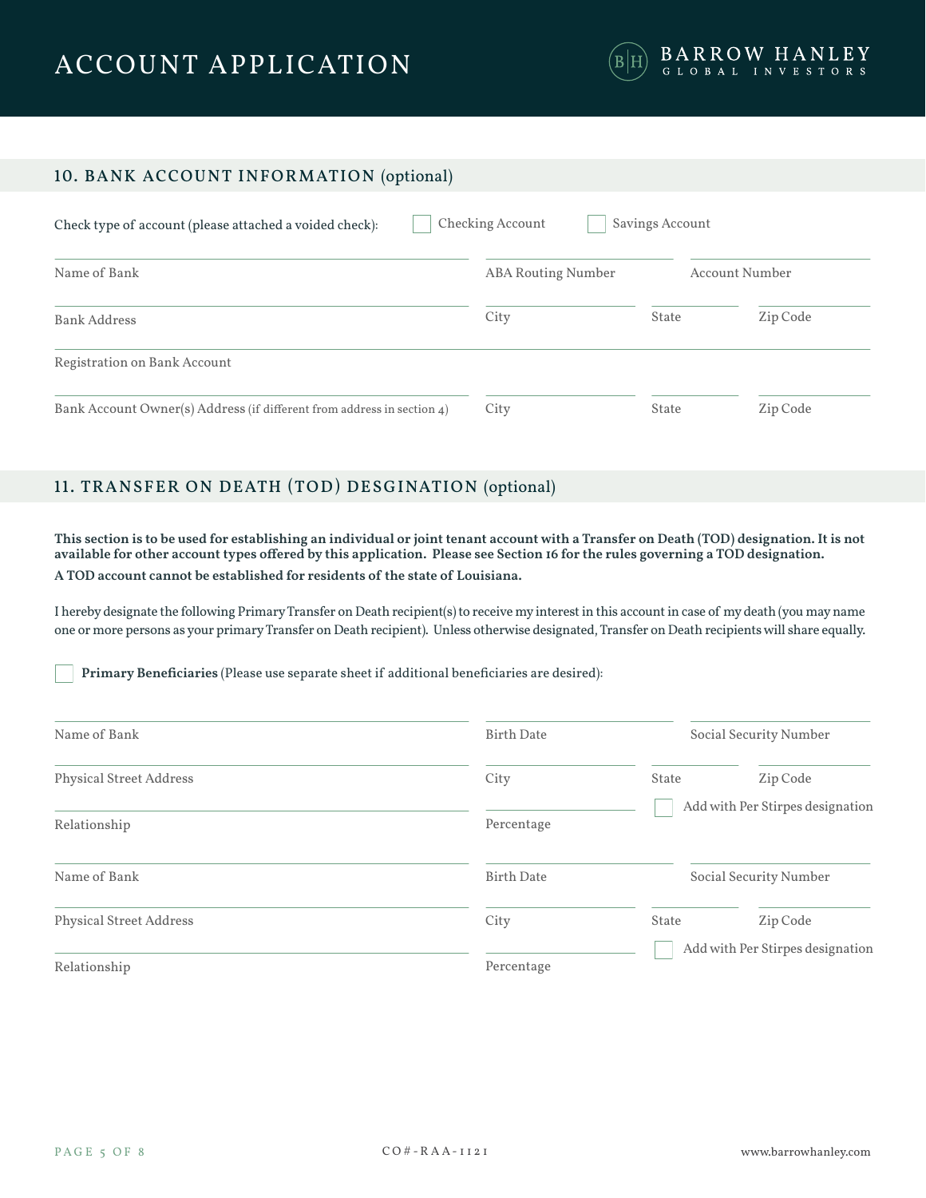# ACCOUNT APPLICATION

## 10. BANK ACCOUNT INFORMATION (optional)

Check type of account (please attached a voided check): ☐ Checking Account ☐ Savings Account

| Name of Bank | ABA Routing Number | | Account Number |
|---|---|---|---|
| Bank Address | City | State | Zip Code |
| Registration on Bank Account | | | |
| Bank Account Owner(s) Address (if different from address in section 4) | City | State | Zip Code |

## 11. TRANSFER ON DEATH (TOD) DESGINATION (optional)

**This section is to be used for establishing an individual or joint tenant account with a Transfer on Death (TOD) designation. It is not available for other account types offered by this application. Please see Section 16 for the rules governing a TOD designation.**

**A TOD account cannot be established for residents of the state of Louisiana.**

I hereby designate the following Primary Transfer on Death recipient(s) to receive my interest in this account in case of my death (you may name one or more persons as your primary Transfer on Death recipient). Unless otherwise designated, Transfer on Death recipients will share equally.

☐ **Primary Beneficiaries** (Please use separate sheet if additional beneficiaries are desired):

| Name of Bank | Birth Date | | Social Security Number |
|---|---|---|---|
| Physical Street Address | City | State | Zip Code |
| Relationship | Percentage | ☐ Add with Per Stirpes designation | |

| Name of Bank | Birth Date | | Social Security Number |
|---|---|---|---|
| Physical Street Address | City | State | Zip Code |
| Relationship | Percentage | ☐ Add with Per Stirpes designation | |

CO#-RAA-1121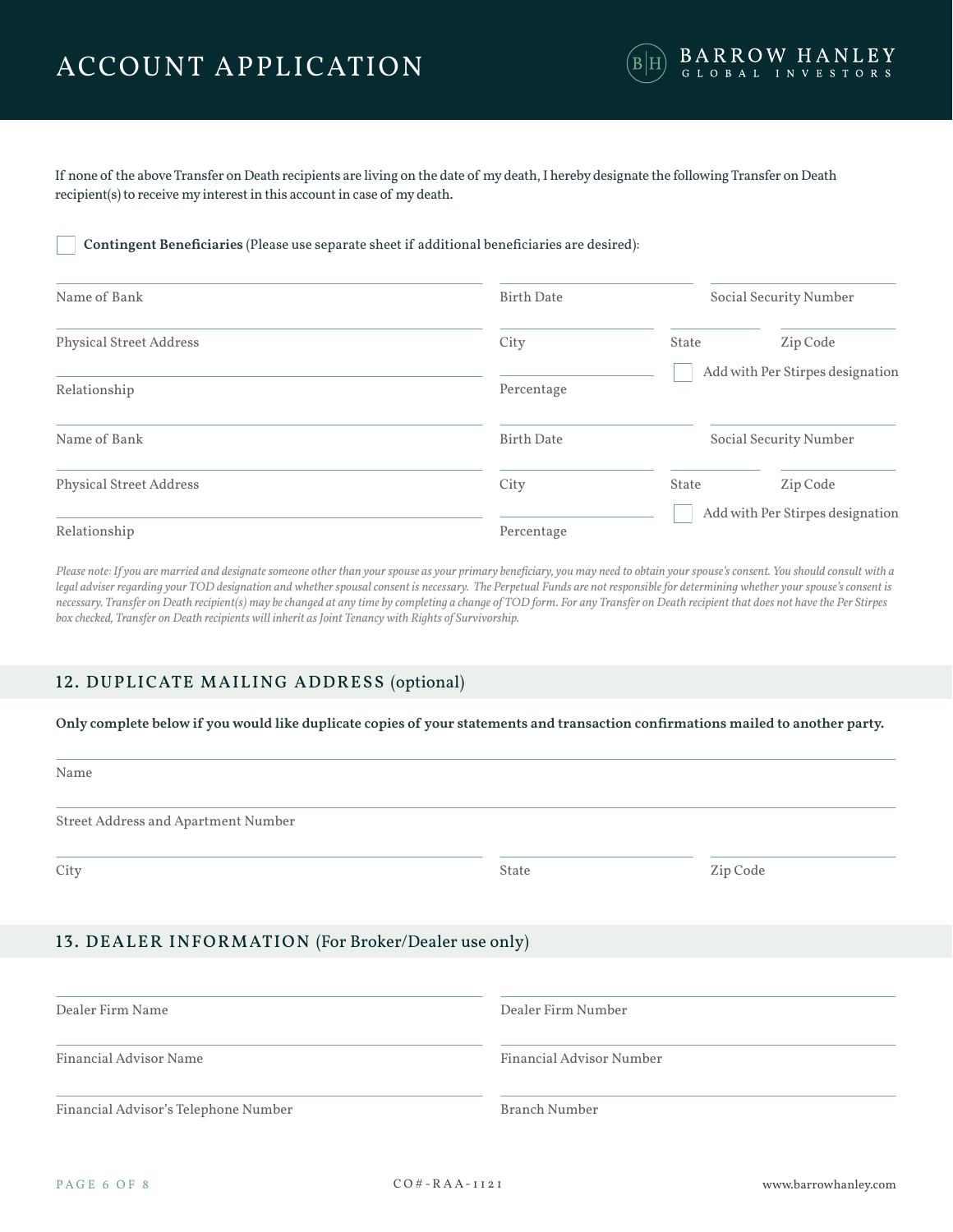# ACCOUNT APPLICATION

If none of the above Transfer on Death recipients are living on the date of my death, I hereby designate the following Transfer on Death recipient(s) to receive my interest in this account in case of my death.

☐ **Contingent Beneficiaries** (Please use separate sheet if additional beneficiaries are desired):

Name of Bank \_\_\_\_\_\_\_\_ Birth Date \_\_\_\_\_\_\_\_ Social Security Number \_\_\_\_\_\_\_\_

Physical Street Address \_\_\_\_\_\_\_\_ City \_\_\_\_\_\_\_\_ State \_\_\_\_\_\_\_\_ Zip Code \_\_\_\_\_\_\_\_

Relationship \_\_\_\_\_\_\_\_ Percentage \_\_\_\_\_\_\_\_ ☐ Add with Per Stirpes designation

Name of Bank \_\_\_\_\_\_\_\_ Birth Date \_\_\_\_\_\_\_\_ Social Security Number \_\_\_\_\_\_\_\_

Physical Street Address \_\_\_\_\_\_\_\_ City \_\_\_\_\_\_\_\_ State \_\_\_\_\_\_\_\_ Zip Code \_\_\_\_\_\_\_\_

Relationship \_\_\_\_\_\_\_\_ Percentage \_\_\_\_\_\_\_\_ ☐ Add with Per Stirpes designation

*Please note: If you are married and designate someone other than your spouse as your primary beneficiary, you may need to obtain your spouse's consent. You should consult with a legal adviser regarding your TOD designation and whether spousal consent is necessary. The Perpetual Funds are not responsible for determining whether your spouse's consent is necessary. Transfer on Death recipient(s) may be changed at any time by completing a change of TOD form. For any Transfer on Death recipient that does not have the Per Stirpes box checked, Transfer on Death recipients will inherit as Joint Tenancy with Rights of Survivorship.*

## 12. DUPLICATE MAILING ADDRESS (optional)

**Only complete below if you would like duplicate copies of your statements and transaction confirmations mailed to another party.**

Name \_\_\_\_\_\_\_\_

Street Address and Apartment Number \_\_\_\_\_\_\_\_

City \_\_\_\_\_\_\_\_ State \_\_\_\_\_\_\_\_ Zip Code \_\_\_\_\_\_\_\_

## 13. DEALER INFORMATION (For Broker/Dealer use only)

Dealer Firm Name \_\_\_\_\_\_\_\_ Dealer Firm Number \_\_\_\_\_\_\_\_

Financial Advisor Name \_\_\_\_\_\_\_\_ Financial Advisor Number \_\_\_\_\_\_\_\_

Financial Advisor's Telephone Number \_\_\_\_\_\_\_\_ Branch Number \_\_\_\_\_\_\_\_

CO#-RAA-1121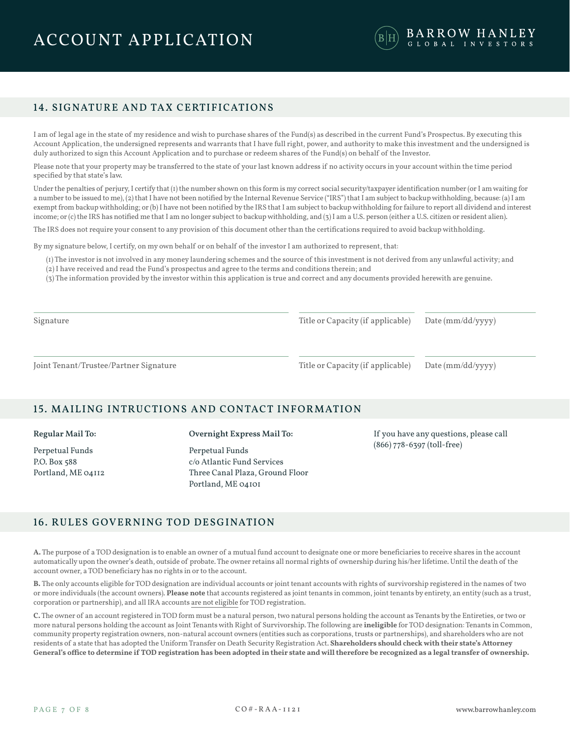# ACCOUNT APPLICATION

## 14. SIGNATURE AND TAX CERTIFICATIONS

I am of legal age in the state of my residence and wish to purchase shares of the Fund(s) as described in the current Fund's Prospectus. By executing this Account Application, the undersigned represents and warrants that I have full right, power, and authority to make this investment and the undersigned is duly authorized to sign this Account Application and to purchase or redeem shares of the Fund(s) on behalf of the Investor.

Please note that your property may be transferred to the state of your last known address if no activity occurs in your account within the time period specified by that state's law.

Under the penalties of perjury, I certify that (1) the number shown on this form is my correct social security/taxpayer identification number (or I am waiting for a number to be issued to me), (2) that I have not been notified by the Internal Revenue Service ("IRS") that I am subject to backup withholding, because: (a) I am exempt from backup withholding; or (b) I have not been notified by the IRS that I am subject to backup withholding for failure to report all dividend and interest income; or (c) the IRS has notified me that I am no longer subject to backup withholding, and (3) I am a U.S. person (either a U.S. citizen or resident alien).

The IRS does not require your consent to any provision of this document other than the certifications required to avoid backup withholding.

By my signature below, I certify, on my own behalf or on behalf of the investor I am authorized to represent, that:

(1) The investor is not involved in any money laundering schemes and the source of this investment is not derived from any unlawful activity; and
(2) I have received and read the Fund's prospectus and agree to the terms and conditions therein; and
(3) The information provided by the investor within this application is true and correct and any documents provided herewith are genuine.

| Signature | Title or Capacity (if applicable) | Date (mm/dd/yyyy) |
|---|---|---|
| Joint Tenant/Trustee/Partner Signature | Title or Capacity (if applicable) | Date (mm/dd/yyyy) |

## 15. MAILING INTRUCTIONS AND CONTACT INFORMATION

**Regular Mail To:**

Perpetual Funds
P.O. Box 588
Portland, ME 04112

**Overnight Express Mail To:**

Perpetual Funds
c/o Atlantic Fund Services
Three Canal Plaza, Ground Floor
Portland, ME 04101

If you have any questions, please call (866) 778-6397 (toll-free)

## 16. RULES GOVERNING TOD DESGINATION

**A.** The purpose of a TOD designation is to enable an owner of a mutual fund account to designate one or more beneficiaries to receive shares in the account automatically upon the owner's death, outside of probate. The owner retains all normal rights of ownership during his/her lifetime. Until the death of the account owner, a TOD beneficiary has no rights in or to the account.

**B.** The only accounts eligible for TOD designation are individual accounts or joint tenant accounts with rights of survivorship registered in the names of two or more individuals (the account owners). **Please note** that accounts registered as joint tenants in common, joint tenants by entirety, an entity (such as a trust, corporation or partnership), and all IRA accounts are not eligible for TOD registration.

**C.** The owner of an account registered in TOD form must be a natural person, two natural persons holding the account as Tenants by the Entireties, or two or more natural persons holding the account as Joint Tenants with Right of Survivorship. The following are **ineligible** for TOD designation: Tenants in Common, community property registration owners, non-natural account owners (entities such as corporations, trusts or partnerships), and shareholders who are not residents of a state that has adopted the Uniform Transfer on Death Security Registration Act. **Shareholders should check with their state's Attorney General's office to determine if TOD registration has been adopted in their state and will therefore be recognized as a legal transfer of ownership.**

CO#-RAA-1121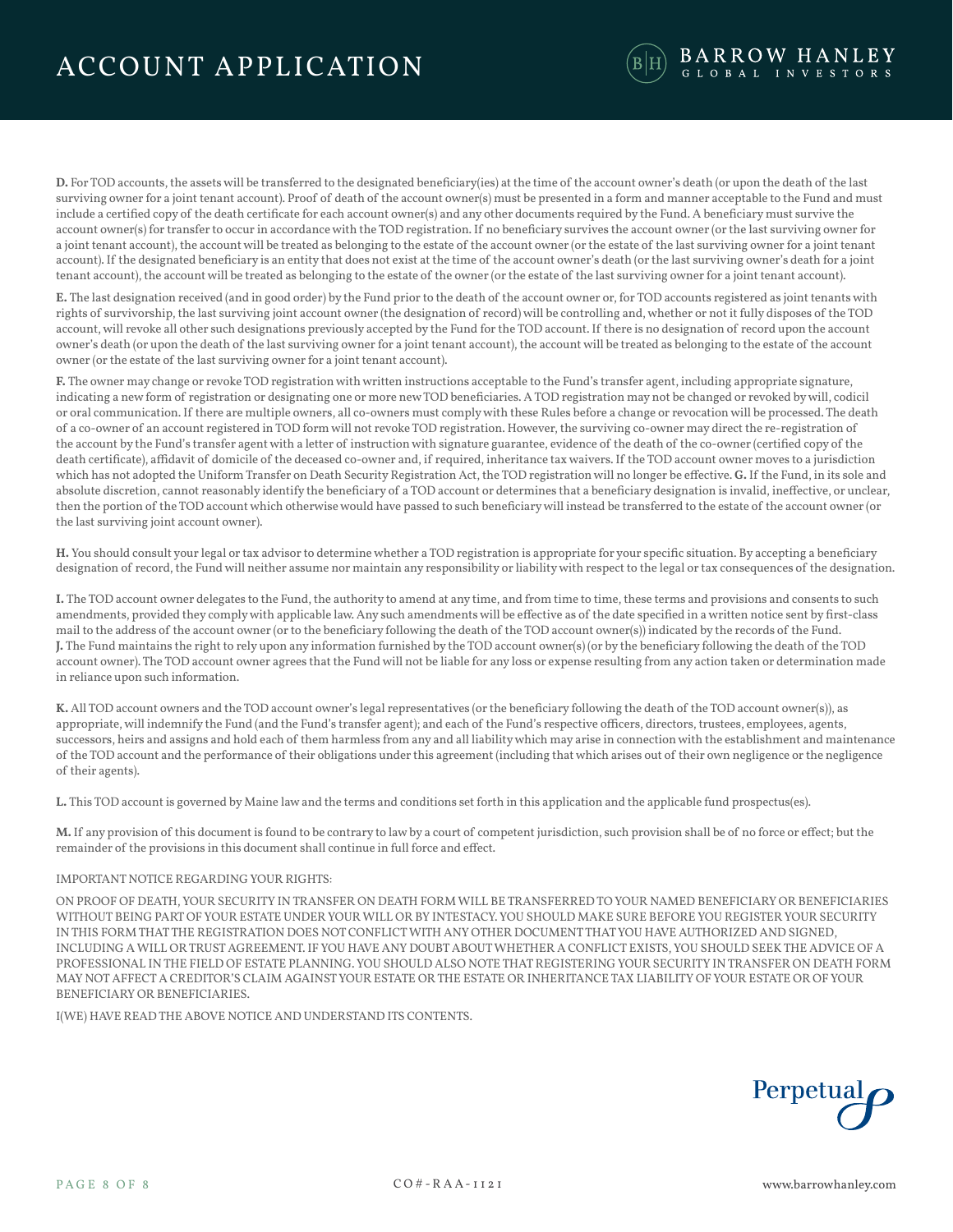**D.** For TOD accounts, the assets will be transferred to the designated beneficiary(ies) at the time of the account owner's death (or upon the death of the last surviving owner for a joint tenant account). Proof of death of the account owner(s) must be presented in a form and manner acceptable to the Fund and must include a certified copy of the death certificate for each account owner(s) and any other documents required by the Fund. A beneficiary must survive the account owner(s) for transfer to occur in accordance with the TOD registration. If no beneficiary survives the account owner (or the last surviving owner for a joint tenant account), the account will be treated as belonging to the estate of the account owner (or the estate of the last surviving owner for a joint tenant account). If the designated beneficiary is an entity that does not exist at the time of the account owner's death (or the last surviving owner's death for a joint tenant account), the account will be treated as belonging to the estate of the owner (or the estate of the last surviving owner for a joint tenant account).

**E.** The last designation received (and in good order) by the Fund prior to the death of the account owner or, for TOD accounts registered as joint tenants with rights of survivorship, the last surviving joint account owner (the designation of record) will be controlling and, whether or not it fully disposes of the TOD account, will revoke all other such designations previously accepted by the Fund for the TOD account. If there is no designation of record upon the account owner's death (or upon the death of the last surviving owner for a joint tenant account), the account will be treated as belonging to the estate of the account owner (or the estate of the last surviving owner for a joint tenant account).

**F.** The owner may change or revoke TOD registration with written instructions acceptable to the Fund's transfer agent, including appropriate signature, indicating a new form of registration or designating one or more new TOD beneficiaries. A TOD registration may not be changed or revoked by will, codicil or oral communication. If there are multiple owners, all co-owners must comply with these Rules before a change or revocation will be processed. The death of a co-owner of an account registered in TOD form will not revoke TOD registration. However, the surviving co-owner may direct the re-registration of the account by the Fund's transfer agent with a letter of instruction with signature guarantee, evidence of the death of the co-owner (certified copy of the death certificate), affidavit of domicile of the deceased co-owner and, if required, inheritance tax waivers. If the TOD account owner moves to a jurisdiction which has not adopted the Uniform Transfer on Death Security Registration Act, the TOD registration will no longer be effective. **G.** If the Fund, in its sole and absolute discretion, cannot reasonably identify the beneficiary of a TOD account or determines that a beneficiary designation is invalid, ineffective, or unclear, then the portion of the TOD account which otherwise would have passed to such beneficiary will instead be transferred to the estate of the account owner (or the last surviving joint account owner).

**H.** You should consult your legal or tax advisor to determine whether a TOD registration is appropriate for your specific situation. By accepting a beneficiary designation of record, the Fund will neither assume nor maintain any responsibility or liability with respect to the legal or tax consequences of the designation.

**I.** The TOD account owner delegates to the Fund, the authority to amend at any time, and from time to time, these terms and provisions and consents to such amendments, provided they comply with applicable law. Any such amendments will be effective as of the date specified in a written notice sent by first-class mail to the address of the account owner (or to the beneficiary following the death of the TOD account owner(s)) indicated by the records of the Fund. **J.** The Fund maintains the right to rely upon any information furnished by the TOD account owner(s) (or by the beneficiary following the death of the TOD account owner). The TOD account owner agrees that the Fund will not be liable for any loss or expense resulting from any action taken or determination made in reliance upon such information.

**K.** All TOD account owners and the TOD account owner's legal representatives (or the beneficiary following the death of the TOD account owner(s)), as appropriate, will indemnify the Fund (and the Fund's transfer agent); and each of the Fund's respective officers, directors, trustees, employees, agents, successors, heirs and assigns and hold each of them harmless from any and all liability which may arise in connection with the establishment and maintenance of the TOD account and the performance of their obligations under this agreement (including that which arises out of their own negligence or the negligence of their agents).

**L.** This TOD account is governed by Maine law and the terms and conditions set forth in this application and the applicable fund prospectus(es).

**M.** If any provision of this document is found to be contrary to law by a court of competent jurisdiction, such provision shall be of no force or effect; but the remainder of the provisions in this document shall continue in full force and effect.

IMPORTANT NOTICE REGARDING YOUR RIGHTS:

ON PROOF OF DEATH, YOUR SECURITY IN TRANSFER ON DEATH FORM WILL BE TRANSFERRED TO YOUR NAMED BENEFICIARY OR BENEFICIARIES WITHOUT BEING PART OF YOUR ESTATE UNDER YOUR WILL OR BY INTESTACY. YOU SHOULD MAKE SURE BEFORE YOU REGISTER YOUR SECURITY IN THIS FORM THAT THE REGISTRATION DOES NOT CONFLICT WITH ANY OTHER DOCUMENT THAT YOU HAVE AUTHORIZED AND SIGNED, INCLUDING A WILL OR TRUST AGREEMENT. IF YOU HAVE ANY DOUBT ABOUT WHETHER A CONFLICT EXISTS, YOU SHOULD SEEK THE ADVICE OF A PROFESSIONAL IN THE FIELD OF ESTATE PLANNING. YOU SHOULD ALSO NOTE THAT REGISTERING YOUR SECURITY IN TRANSFER ON DEATH FORM MAY NOT AFFECT A CREDITOR'S CLAIM AGAINST YOUR ESTATE OR THE ESTATE OR INHERITANCE TAX LIABILITY OF YOUR ESTATE OR OF YOUR BENEFICIARY OR BENEFICIARIES.

I(WE) HAVE READ THE ABOVE NOTICE AND UNDERSTAND ITS CONTENTS.